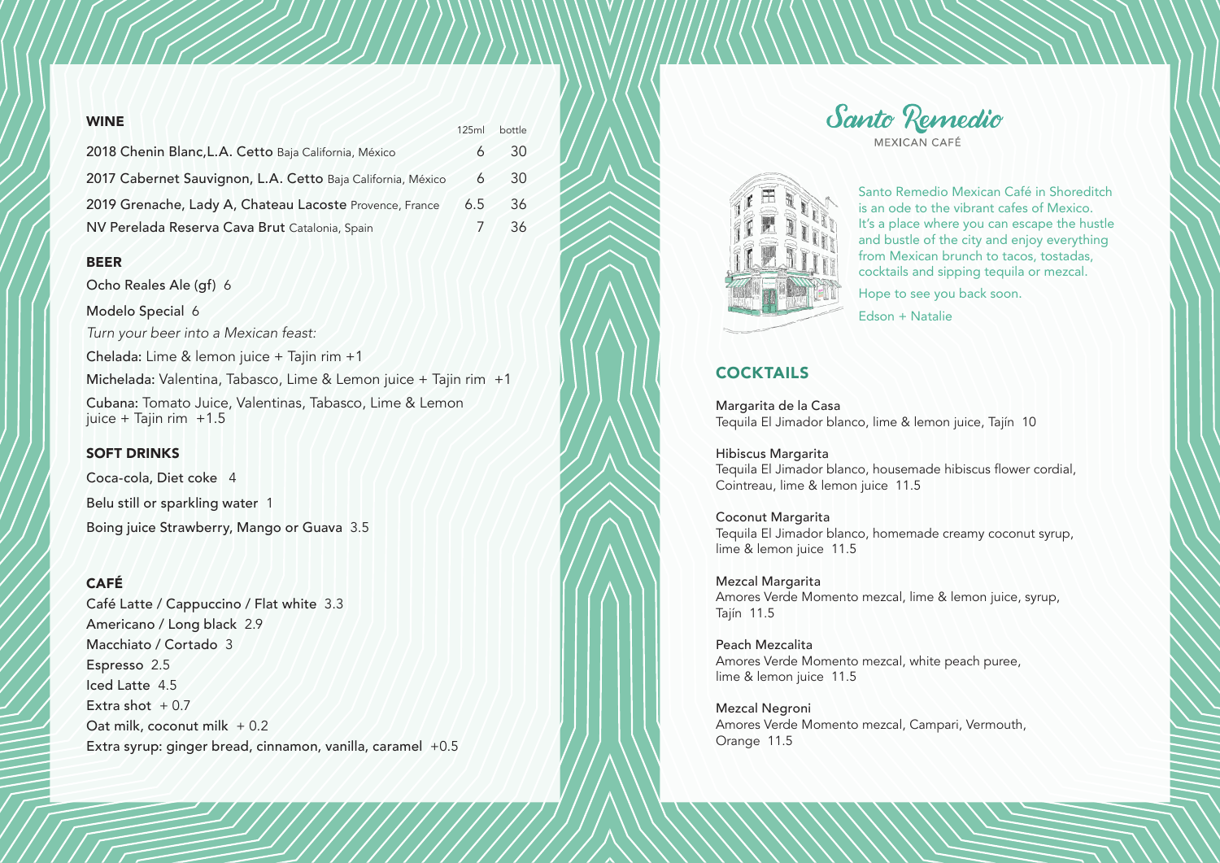## WINE

| | 125ml | bottle |
|---|---|---|
| 2018 Chenin Blanc,L.A. Cetto Baja California, México | 6 | 30 |
| 2017 Cabernet Sauvignon, L.A. Cetto Baja California, México | 6 | 30 |
| 2019 Grenache, Lady A, Chateau Lacoste Provence, France | 6.5 | 36 |
| NV Perelada Reserva Cava Brut Catalonia, Spain | 7 | 36 |

## BEER

Ocho Reales Ale (gf) 6

Modelo Special 6

*Turn your beer into a Mexican feast:*

Chelada: Lime & lemon juice + Tajin rim +1

Michelada: Valentina, Tabasco, Lime & Lemon juice + Tajin rim +1

Cubana: Tomato Juice, Valentinas, Tabasco, Lime & Lemon juice + Tajin rim +1.5

## SOFT DRINKS

Coca-cola, Diet coke 4

Belu still or sparkling water 1

Boing juice Strawberry, Mango or Guava 3.5

## CAFÉ

Café Latte / Cappuccino / Flat white 3.3
Americano / Long black 2.9
Macchiato / Cortado 3
Espresso 2.5
Iced Latte 4.5
Extra shot + 0.7
Oat milk, coconut milk + 0.2
Extra syrup: ginger bread, cinnamon, vanilla, caramel +0.5

# Santo Remedio

MEXICAN CAFÉ

Santo Remedio Mexican Café in Shoreditch is an ode to the vibrant cafes of Mexico. It's a place where you can escape the hustle and bustle of the city and enjoy everything from Mexican brunch to tacos, tostadas, cocktails and sipping tequila or mezcal.

Hope to see you back soon.

Edson + Natalie

## COCKTAILS

Margarita de la Casa
Tequila El Jimador blanco, lime & lemon juice, Tajín 10

Hibiscus Margarita
Tequila El Jimador blanco, housemade hibiscus flower cordial, Cointreau, lime & lemon juice 11.5

Coconut Margarita
Tequila El Jimador blanco, homemade creamy coconut syrup, lime & lemon juice 11.5

Mezcal Margarita
Amores Verde Momento mezcal, lime & lemon juice, syrup, Tajín 11.5

Peach Mezcalita
Amores Verde Momento mezcal, white peach puree, lime & lemon juice 11.5

Mezcal Negroni
Amores Verde Momento mezcal, Campari, Vermouth, Orange 11.5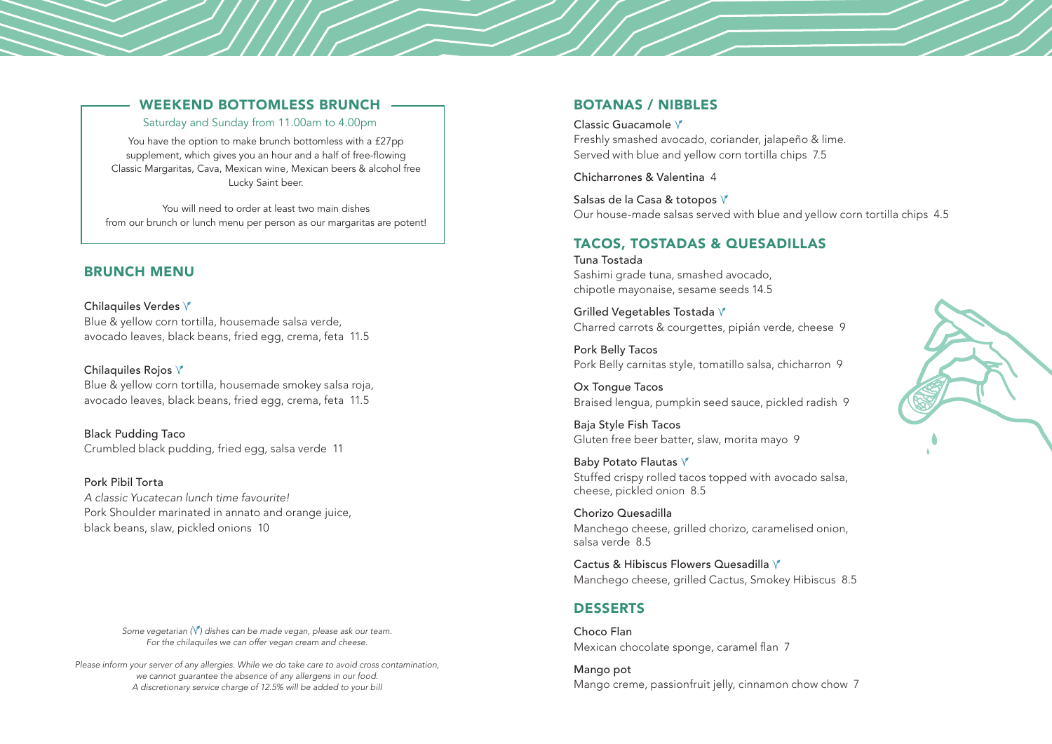## WEEKEND BOTTOMLESS BRUNCH

Saturday and Sunday from 11.00am to 4.00pm

You have the option to make brunch bottomless with a £27pp supplement, which gives you an hour and a half of free-flowing Classic Margaritas, Cava, Mexican wine, Mexican beers & alcohol free Lucky Saint beer.

You will need to order at least two main dishes from our brunch or lunch menu per person as our margaritas are potent!

## BRUNCH MENU

**Chilaquiles Verdes** V
Blue & yellow corn tortilla, housemade salsa verde, avocado leaves, black beans, fried egg, crema, feta 11.5

**Chilaquiles Rojos** V
Blue & yellow corn tortilla, housemade smokey salsa roja, avocado leaves, black beans, fried egg, crema, feta 11.5

**Black Pudding Taco**
Crumbled black pudding, fried egg, salsa verde 11

**Pork Pibil Torta**
*A classic Yucatecan lunch time favourite!*
Pork Shoulder marinated in annato and orange juice, black beans, slaw, pickled onions 10

*Some vegetarian (V) dishes can be made vegan, please ask our team.*
*For the chilaquiles we can offer vegan cream and cheese.*

*Please inform your server of any allergies. While we do take care to avoid cross contamination, we cannot guarantee the absence of any allergens in our food.*
*A discretionary service charge of 12.5% will be added to your bill*

## BOTANAS / NIBBLES

**Classic Guacamole** V
Freshly smashed avocado, coriander, jalapeño & lime. Served with blue and yellow corn tortilla chips 7.5

**Chicharrones & Valentina** 4

**Salsas de la Casa & totopos** V
Our house-made salsas served with blue and yellow corn tortilla chips 4.5

## TACOS, TOSTADAS & QUESADILLAS

**Tuna Tostada**
Sashimi grade tuna, smashed avocado, chipotle mayonaise, sesame seeds 14.5

**Grilled Vegetables Tostada** V
Charred carrots & courgettes, pipián verde, cheese 9

**Pork Belly Tacos**
Pork Belly carnitas style, tomatillo salsa, chicharron 9

**Ox Tongue Tacos**
Braised lengua, pumpkin seed sauce, pickled radish 9

**Baja Style Fish Tacos**
Gluten free beer batter, slaw, morita mayo 9

**Baby Potato Flautas** V
Stuffed crispy rolled tacos topped with avocado salsa, cheese, pickled onion 8.5

**Chorizo Quesadilla**
Manchego cheese, grilled chorizo, caramelised onion, salsa verde 8.5

**Cactus & Hibiscus Flowers Quesadilla** V
Manchego cheese, grilled Cactus, Smokey Hibiscus 8.5

## DESSERTS

**Choco Flan**
Mexican chocolate sponge, caramel flan 7

**Mango pot**
Mango creme, passionfruit jelly, cinnamon chow chow 7